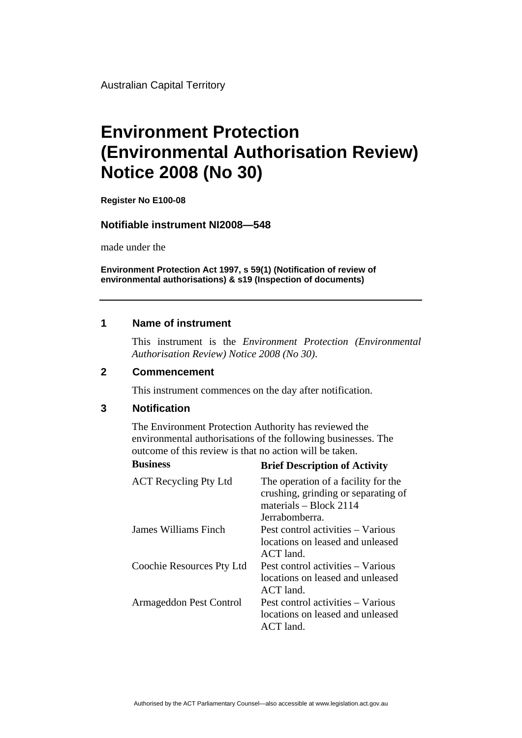Australian Capital Territory

# Environment Protection (Environmental Authorisation Review) Notice 2008 (No 30)

**Register No E100-08**

**Notifiable instrument NI2008—548**

made under the

**Environment Protection Act 1997, s 59(1) (Notification of review of environmental authorisations) & s19 (Inspection of documents)**

---

## 1 Name of instrument

This instrument is the *Environment Protection (Environmental Authorisation Review) Notice 2008 (No 30)*.

## 2 Commencement

This instrument commences on the day after notification.

## 3 Notification

The Environment Protection Authority has reviewed the environmental authorisations of the following businesses. The outcome of this review is that no action will be taken.

| Business | Brief Description of Activity |
| --- | --- |
| ACT Recycling Pty Ltd | The operation of a facility for the crushing, grinding or separating of materials – Block 2114 Jerrabomberra. |
| James Williams Finch | Pest control activities – Various locations on leased and unleased ACT land. |
| Coochie Resources Pty Ltd | Pest control activities – Various locations on leased and unleased ACT land. |
| Armageddon Pest Control | Pest control activities – Various locations on leased and unleased ACT land. |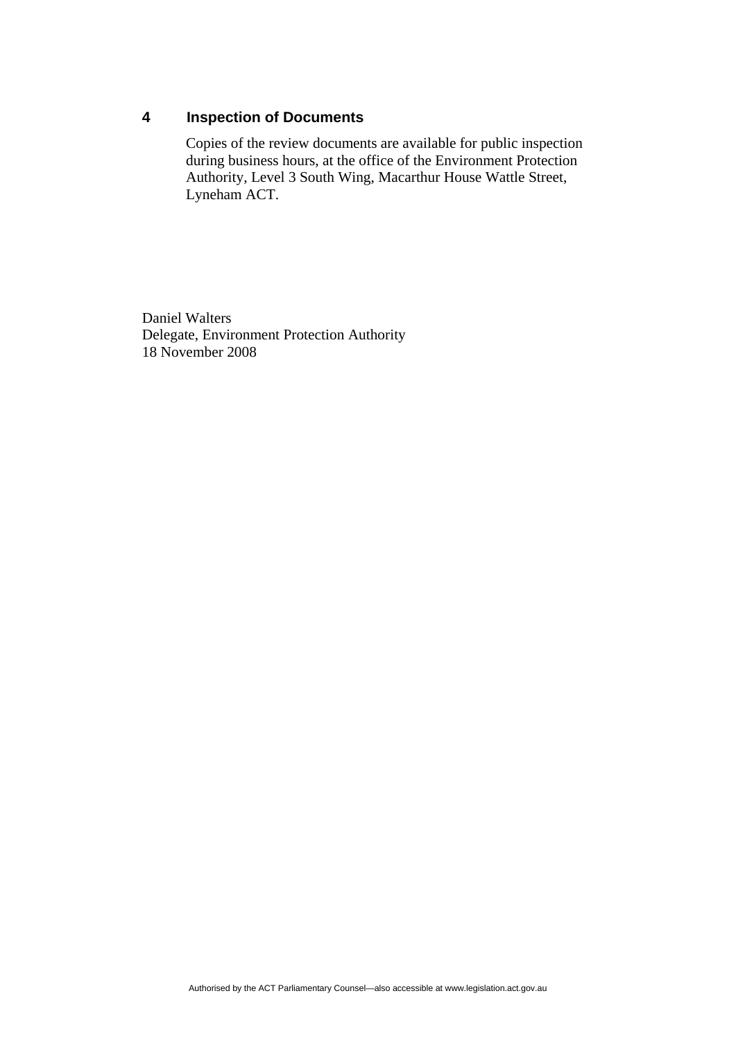## 4 Inspection of Documents

Copies of the review documents are available for public inspection during business hours, at the office of the Environment Protection Authority, Level 3 South Wing, Macarthur House Wattle Street, Lyneham ACT.

Daniel Walters
Delegate, Environment Protection Authority
18 November 2008